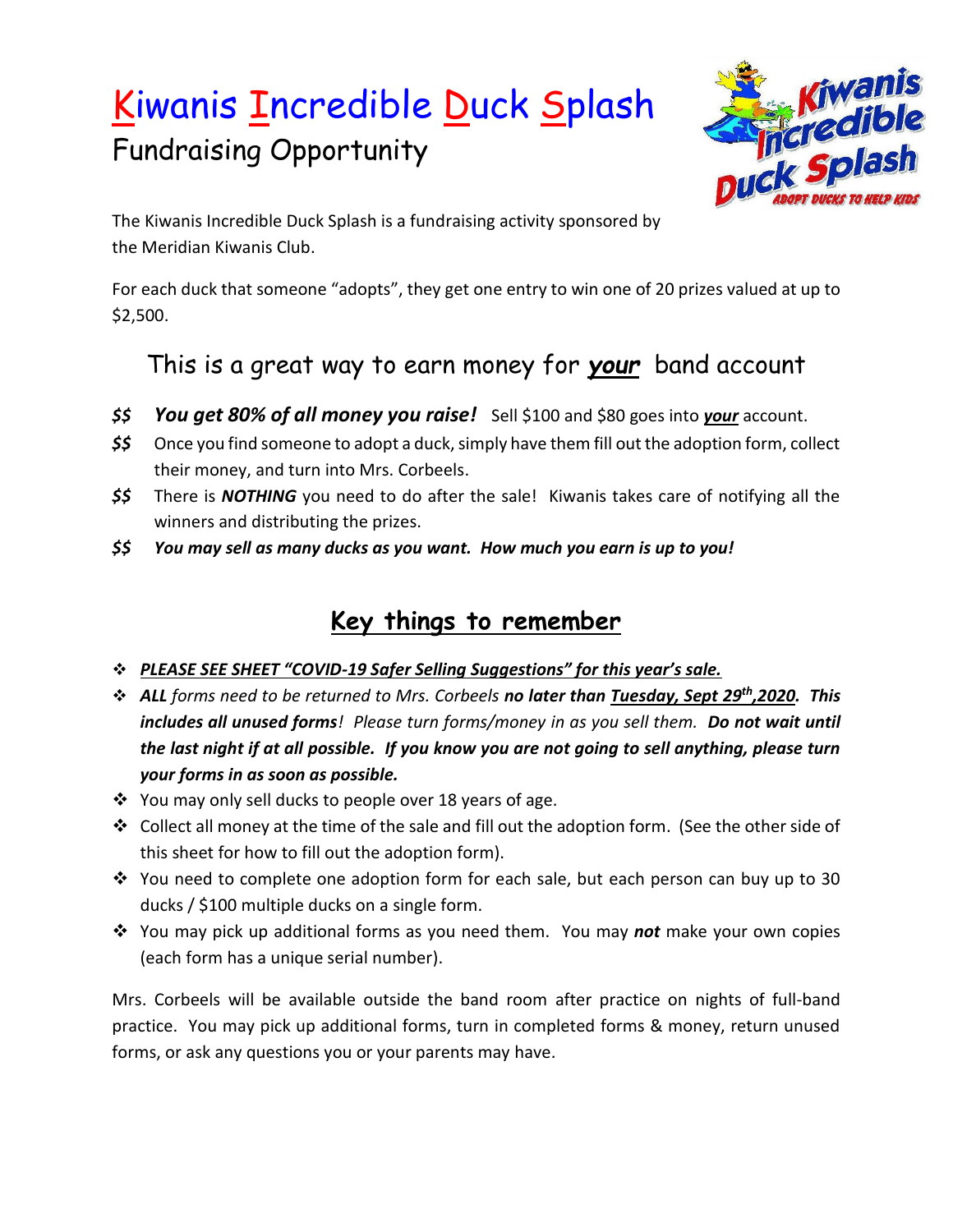# Kiwanis Incredible Duck Splash

## Fundraising Opportunity

The Kiwanis Incredible Duck Splash is a fundraising activity sponsored by the Meridian Kiwanis Club.

For each duck that someone "adopts", they get one entry to win one of 20 prizes valued at up to $2,500.

### This is a great way to earn money for ***your*** band account

- *$$* ***You get 80% of all money you raise!*** Sell $100 and $80 goes into ***your*** account.
- *$$* Once you find someone to adopt a duck, simply have them fill out the adoption form, collect their money, and turn into Mrs. Corbeels.
- *$$* There is ***NOTHING*** you need to do after the sale! Kiwanis takes care of notifying all the winners and distributing the prizes.
- *$$* ***You may sell as many ducks as you want. How much you earn is up to you!***

## Key things to remember

- ***PLEASE SEE SHEET "COVID-19 Safer Selling Suggestions" for this year's sale.***
- ***ALL*** *forms need to be returned to Mrs. Corbeels* ***no later than Tuesday, Sept 29th, 2020. This includes all unused forms****! Please turn forms/money in as you sell them.* ***Do not wait until the last night if at all possible. If you know you are not going to sell anything, please turn your forms in as soon as possible.***
- You may only sell ducks to people over 18 years of age.
- Collect all money at the time of the sale and fill out the adoption form. (See the other side of this sheet for how to fill out the adoption form).
- You need to complete one adoption form for each sale, but each person can buy up to 30 ducks / $100 multiple ducks on a single form.
- You may pick up additional forms as you need them. You may ***not*** make your own copies (each form has a unique serial number).

Mrs. Corbeels will be available outside the band room after practice on nights of full-band practice. You may pick up additional forms, turn in completed forms & money, return unused forms, or ask any questions you or your parents may have.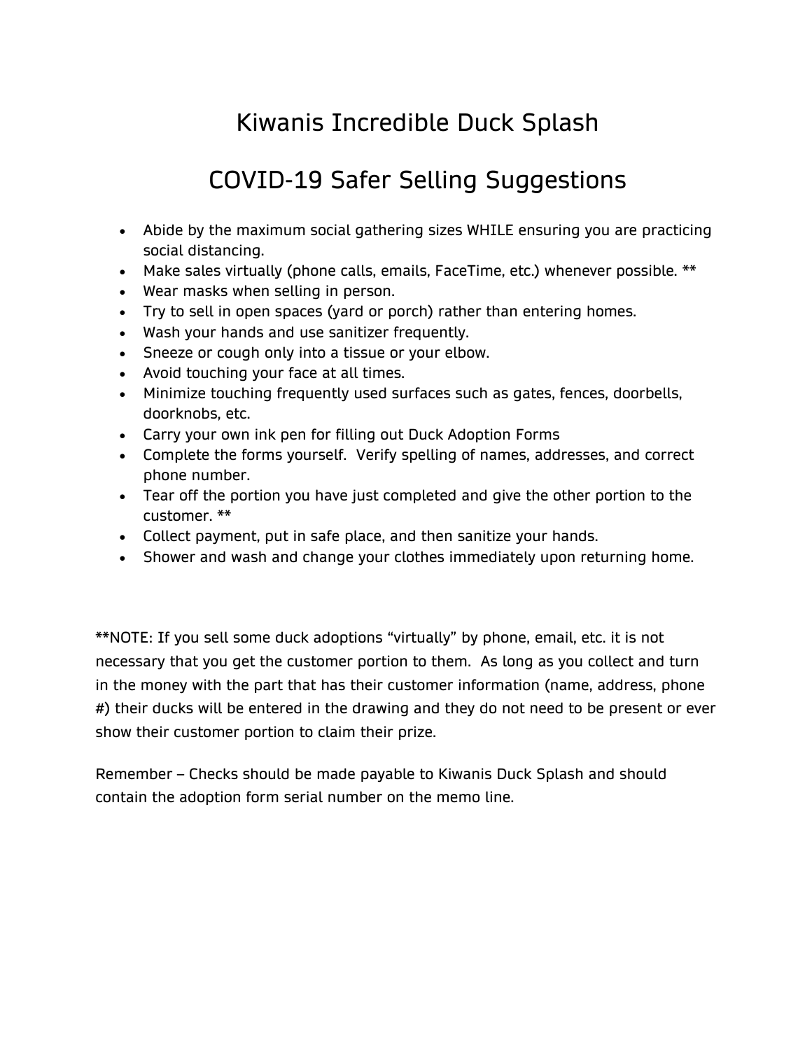# Kiwanis Incredible Duck Splash

# COVID-19 Safer Selling Suggestions

- Abide by the maximum social gathering sizes WHILE ensuring you are practicing social distancing.
- Make sales virtually (phone calls, emails, FaceTime, etc.) whenever possible. **
- Wear masks when selling in person.
- Try to sell in open spaces (yard or porch) rather than entering homes.
- Wash your hands and use sanitizer frequently.
- Sneeze or cough only into a tissue or your elbow.
- Avoid touching your face at all times.
- Minimize touching frequently used surfaces such as gates, fences, doorbells, doorknobs, etc.
- Carry your own ink pen for filling out Duck Adoption Forms
- Complete the forms yourself. Verify spelling of names, addresses, and correct phone number.
- Tear off the portion you have just completed and give the other portion to the customer. **
- Collect payment, put in safe place, and then sanitize your hands.
- Shower and wash and change your clothes immediately upon returning home.

**NOTE: If you sell some duck adoptions "virtually" by phone, email, etc. it is not necessary that you get the customer portion to them. As long as you collect and turn in the money with the part that has their customer information (name, address, phone #) their ducks will be entered in the drawing and they do not need to be present or ever show their customer portion to claim their prize.

Remember – Checks should be made payable to Kiwanis Duck Splash and should contain the adoption form serial number on the memo line.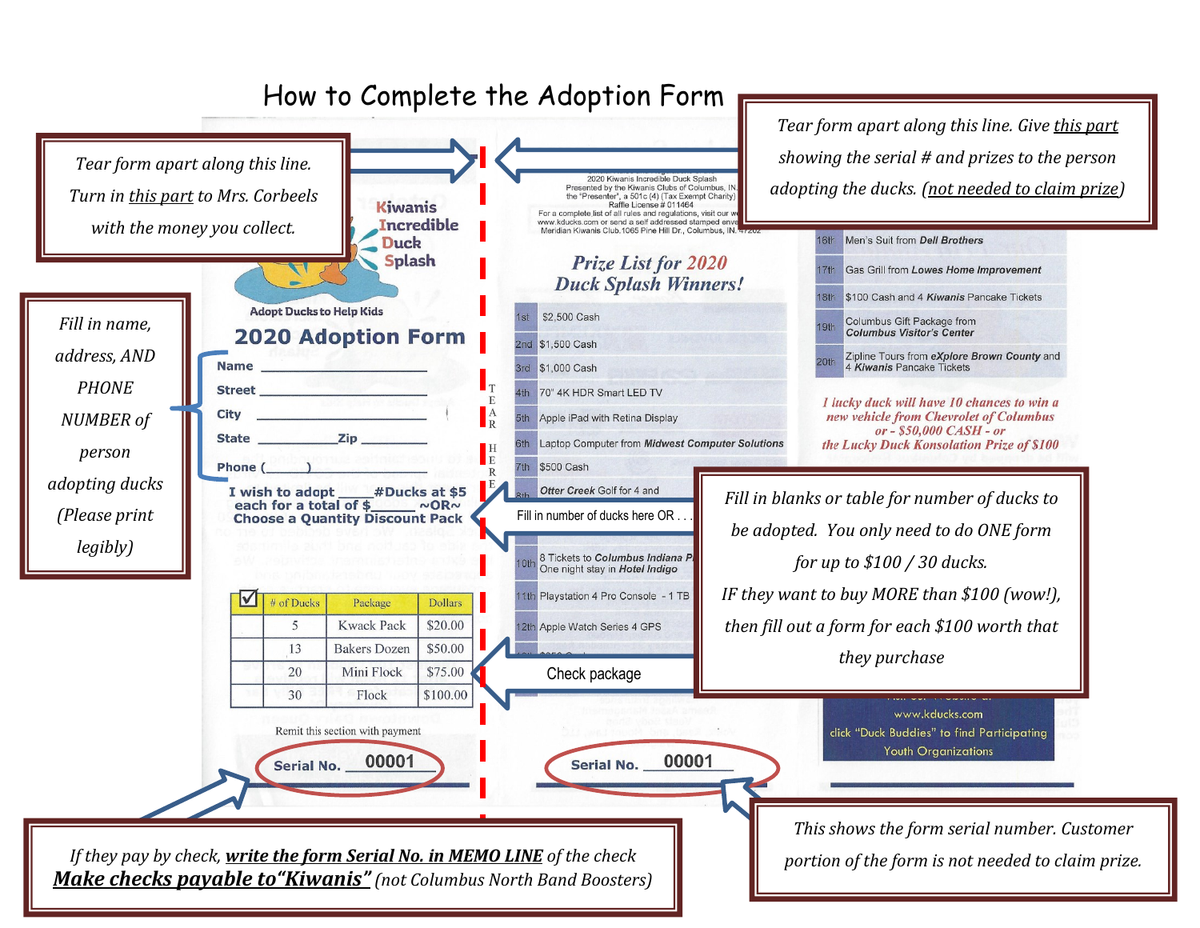# How to Complete the Adoption Form

*Tear form apart along this line. Turn in this part to Mrs. Corbeels with the money you collect.*

*Tear form apart along this line. Give this part showing the serial # and prizes to the person adopting the ducks. (not needed to claim prize)*

*Fill in name, address, AND PHONE NUMBER of person adopting ducks (Please print legibly)*

Kiwanis Incredible Duck Splash

Adopt Ducks to Help Kids

## 2020 Adoption Form

Name ____________________

Street ____________________

City ____________________

State __________ Zip ________

Phone (____) ____________

I wish to adopt ____ #Ducks at $5 each for a total of $______ ~OR~ Choose a Quantity Discount Pack

| ☑ | # of Ducks | Package | Dollars |
|---|---|---|---|
| | 5 | Kwack Pack | $20.00 |
| | 13 | Bakers Dozen | $50.00 |
| | 20 | Mini Flock | $75.00 |
| | 30 | Flock | $100.00 |

Remit this section with payment

Serial No. 00001

TEAR HERE

2020 Kiwanis Incredible Duck Splash
Presented by the Kiwanis Clubs of Columbus, IN.
the "Presenter", a 501c (4) (Tax Exempt Charity)
Raffle License # 011464
For a complete list of all rules and regulations, visit our w
www.kducks.com or send a self addressed stamped enve
Meridian Kiwanis Club.1065 Pine Hill Dr., Columbus, IN. 47202

## Prize List for 2020 Duck Splash Winners!

| | |
|---|---|
| 1st | $2,500 Cash |
| 2nd | $1,500 Cash |
| 3rd | $1,000 Cash |
| 4th | 70" 4K HDR Smart LED TV |
| 5th | Apple iPad with Retina Display |
| 6th | Laptop Computer from *Midwest Computer Solutions* |
| 7th | $500 Cash |
| 8th | *Otter Creek* Golf for 4 and |
| 10th | 8 Tickets to *Columbus Indiana P*... One night stay in *Hotel Indigo* |
| 11th | Playstation 4 Pro Console - 1 TB |
| 12th | Apple Watch Series 4 GPS |
| 16th | Men's Suit from *Dell Brothers* |
| 17th | Gas Grill from *Lowes Home Improvement* |
| 18th | $100 Cash and 4 *Kiwanis* Pancake Tickets |
| 19th | Columbus Gift Package from *Columbus Visitor's Center* |
| 20th | Zipline Tours from *eXplore Brown County* and 4 *Kiwanis* Pancake Tickets |

*1 lucky duck will have 10 chances to win a new vehicle from Chevrolet of Columbus or - $50,000 CASH - or the Lucky Duck Konsolation Prize of $100*

Fill in number of ducks here OR . . .

Check package

*Fill in blanks or table for number of ducks to be adopted. You only need to do ONE form for up to $100 / 30 ducks. IF they want to buy MORE than $100 (wow!), then fill out a form for each $100 worth that they purchase*

www.kducks.com
click "Duck Buddies" to find Participating Youth Organizations

Serial No. 00001

*If they pay by check, **write the form Serial No. in MEMO LINE** of the check*
***Make checks payable to "Kiwanis"*** *(not Columbus North Band Boosters)*

*This shows the form serial number. Customer portion of the form is not needed to claim prize.*